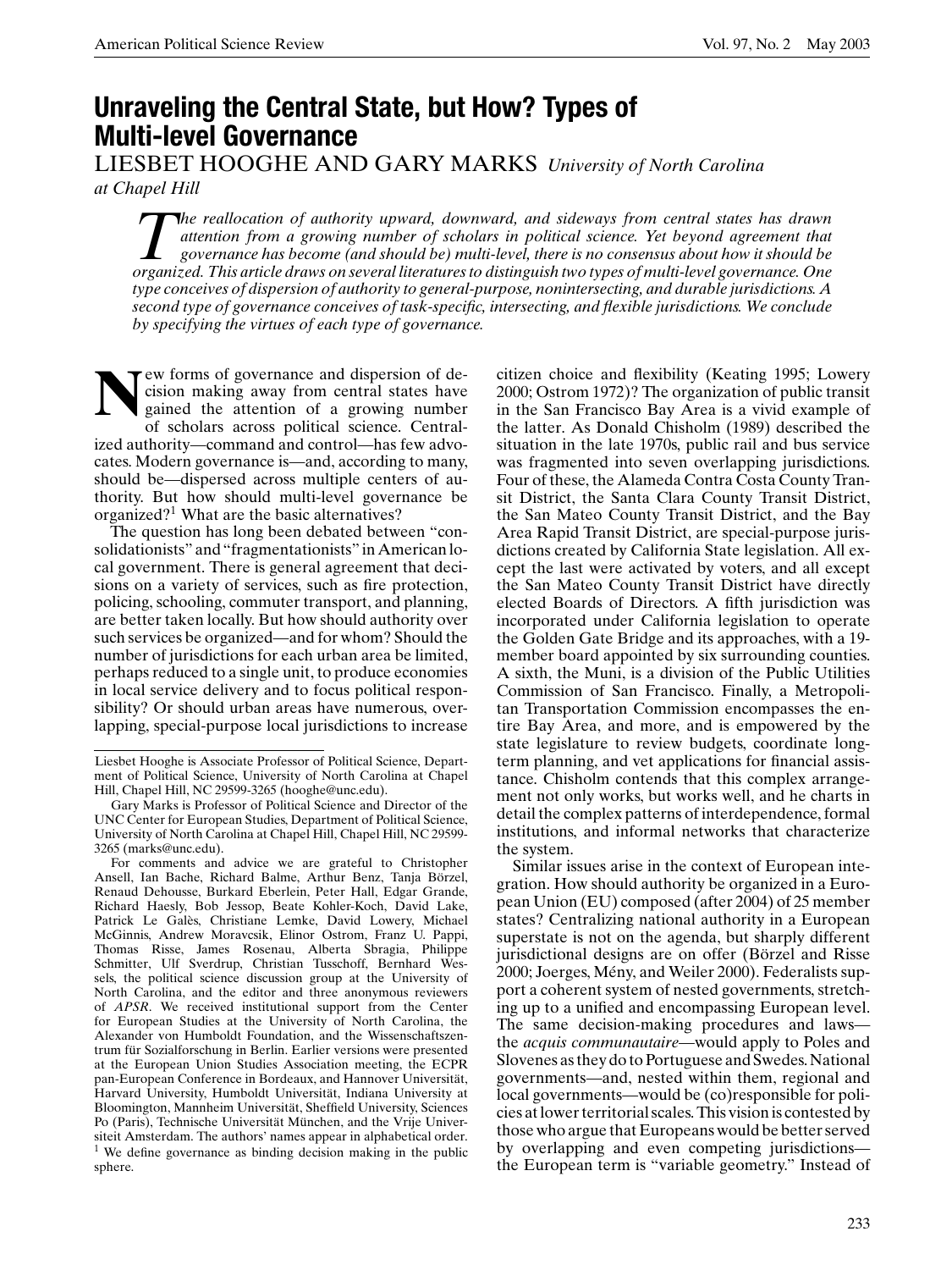# Unraveling the Central State, but How? Types of Multi-level Governance

LIESBET HOOGHE AND GARY MARKS *University of North Carolina at Chapel Hill*

*The reallocation of authority upward, downward, and sideways from central states has drawn attention from a growing number of scholars in political science. Yet beyond agreement that governance has become (and should be) multi-level, there is no consensus about how it should be organized. This article draws on several literatures to distinguish two types of multi-level governance. One type conceives of dispersion of authority to general-purpose, nonintersecting, and durable jurisdictions. A second type of governance conceives of task-specific, intersecting, and flexible jurisdictions. We conclude by specifying the virtues of each type of governance.*

New forms of governance and dispersion of decision making away from central states have gained the attention of a growing number of scholars across political science. Centralized authority—command and control—has few advocates. Modern governance is—and, according to many, should be—dispersed across multiple centers of authority. But how should multi-level governance be organized?[1] What are the basic alternatives?

The question has long been debated between "consolidationists" and "fragmentationists" in American local government. There is general agreement that decisions on a variety of services, such as fire protection, policing, schooling, commuter transport, and planning, are better taken locally. But how should authority over such services be organized—and for whom? Should the number of jurisdictions for each urban area be limited, perhaps reduced to a single unit, to produce economies in local service delivery and to focus political responsibility? Or should urban areas have numerous, overlapping, special-purpose local jurisdictions to increase citizen choice and flexibility (Keating 1995; Lowery 2000; Ostrom 1972)? The organization of public transit in the San Francisco Bay Area is a vivid example of the latter. As Donald Chisholm (1989) described the situation in the late 1970s, public rail and bus service was fragmented into seven overlapping jurisdictions. Four of these, the Alameda Contra Costa County Transit District, the Santa Clara County Transit District, the San Mateo County Transit District, and the Bay Area Rapid Transit District, are special-purpose jurisdictions created by California State legislation. All except the last were activated by voters, and all except the San Mateo County Transit District have directly elected Boards of Directors. A fifth jurisdiction was incorporated under California legislation to operate the Golden Gate Bridge and its approaches, with a 19-member board appointed by six surrounding counties. A sixth, the Muni, is a division of the Public Utilities Commission of San Francisco. Finally, a Metropolitan Transportation Commission encompasses the entire Bay Area, and more, and is empowered by the state legislature to review budgets, coordinate long-term planning, and vet applications for financial assistance. Chisholm contends that this complex arrangement not only works, but works well, and he charts in detail the complex patterns of interdependence, formal institutions, and informal networks that characterize the system.

Similar issues arise in the context of European integration. How should authority be organized in a European Union (EU) composed (after 2004) of 25 member states? Centralizing national authority in a European superstate is not on the agenda, but sharply different jurisdictional designs are on offer (Börzel and Risse 2000; Joerges, Mény, and Weiler 2000). Federalists support a coherent system of nested governments, stretching up to a unified and encompassing European level. The same decision-making procedures and laws—the *acquis communautaire*—would apply to Poles and Slovenes as they do to Portuguese and Swedes. National governments—and, nested within them, regional and local governments—would be (co)responsible for policies at lower territorial scales. This vision is contested by those who argue that Europeans would be better served by overlapping and even competing jurisdictions—the European term is "variable geometry." Instead of

---

Liesbet Hooghe is Associate Professor of Political Science, Department of Political Science, University of North Carolina at Chapel Hill, Chapel Hill, NC 29599-3265 (hooghe@unc.edu).

Gary Marks is Professor of Political Science and Director of the UNC Center for European Studies, Department of Political Science, University of North Carolina at Chapel Hill, Chapel Hill, NC 29599-3265 (marks@unc.edu).

For comments and advice we are grateful to Christopher Ansell, Ian Bache, Richard Balme, Arthur Benz, Tanja Börzel, Renaud Dehousse, Burkard Eberlein, Peter Hall, Edgar Grande, Richard Haesly, Bob Jessop, Beate Kohler-Koch, David Lake, Patrick Le Galès, Christiane Lemke, David Lowery, Michael McGinnis, Andrew Moravcsik, Elinor Ostrom, Franz U. Pappi, Thomas Risse, James Rosenau, Alberta Sbragia, Philippe Schmitter, Ulf Sverdrup, Christian Tusschoff, Bernhard Wessels, the political science discussion group at the University of North Carolina, and the editor and three anonymous reviewers of *APSR*. We received institutional support from the Center for European Studies at the University of North Carolina, the Alexander von Humboldt Foundation, and the Wissenschaftszentrum für Sozialforschung in Berlin. Earlier versions were presented at the European Union Studies Association meeting, the ECPR pan-European Conference in Bordeaux, and Hannover Universität, Harvard University, Humboldt Universität, Indiana University at Bloomington, Mannheim Universität, Sheffield University, Sciences Po (Paris), Technische Universität München, and the Vrije Universiteit Amsterdam. The authors' names appear in alphabetical order.

[1] We define governance as binding decision making in the public sphere.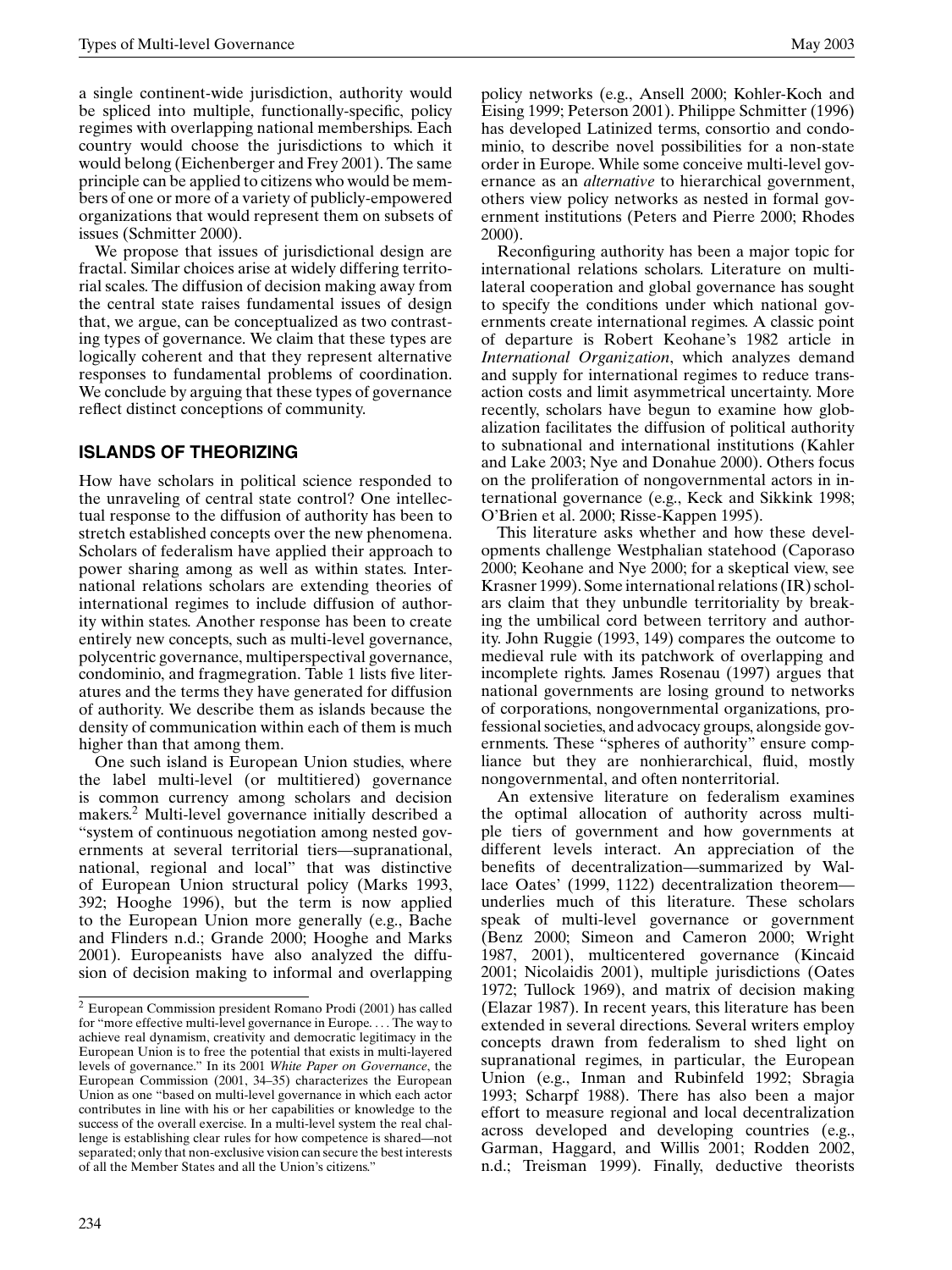a single continent-wide jurisdiction, authority would be spliced into multiple, functionally-specific, policy regimes with overlapping national memberships. Each country would choose the jurisdictions to which it would belong (Eichenberger and Frey 2001). The same principle can be applied to citizens who would be members of one or more of a variety of publicly-empowered organizations that would represent them on subsets of issues (Schmitter 2000).

We propose that issues of jurisdictional design are fractal. Similar choices arise at widely differing territorial scales. The diffusion of decision making away from the central state raises fundamental issues of design that, we argue, can be conceptualized as two contrasting types of governance. We claim that these types are logically coherent and that they represent alternative responses to fundamental problems of coordination. We conclude by arguing that these types of governance reflect distinct conceptions of community.

## ISLANDS OF THEORIZING

How have scholars in political science responded to the unraveling of central state control? One intellectual response to the diffusion of authority has been to stretch established concepts over the new phenomena. Scholars of federalism have applied their approach to power sharing among as well as within states. International relations scholars are extending theories of international regimes to include diffusion of authority within states. Another response has been to create entirely new concepts, such as multi-level governance, polycentric governance, multiperspectival governance, condominio, and fragmegration. Table 1 lists five literatures and the terms they have generated for diffusion of authority. We describe them as islands because the density of communication within each of them is much higher than that among them.

One such island is European Union studies, where the label multi-level (or multitiered) governance is common currency among scholars and decision makers.[2] Multi-level governance initially described a "system of continuous negotiation among nested governments at several territorial tiers—supranational, national, regional and local" that was distinctive of European Union structural policy (Marks 1993, 392; Hooghe 1996), but the term is now applied to the European Union more generally (e.g., Bache and Flinders n.d.; Grande 2000; Hooghe and Marks 2001). Europeanists have also analyzed the diffusion of decision making to informal and overlapping policy networks (e.g., Ansell 2000; Kohler-Koch and Eising 1999; Peterson 2001). Philippe Schmitter (1996) has developed Latinized terms, consortio and condominio, to describe novel possibilities for a non-state order in Europe. While some conceive multi-level governance as an *alternative* to hierarchical government, others view policy networks as nested in formal government institutions (Peters and Pierre 2000; Rhodes 2000).

Reconfiguring authority has been a major topic for international relations scholars. Literature on multilateral cooperation and global governance has sought to specify the conditions under which national governments create international regimes. A classic point of departure is Robert Keohane's 1982 article in *International Organization*, which analyzes demand and supply for international regimes to reduce transaction costs and limit asymmetrical uncertainty. More recently, scholars have begun to examine how globalization facilitates the diffusion of political authority to subnational and international institutions (Kahler and Lake 2003; Nye and Donahue 2000). Others focus on the proliferation of nongovernmental actors in international governance (e.g., Keck and Sikkink 1998; O'Brien et al. 2000; Risse-Kappen 1995).

This literature asks whether and how these developments challenge Westphalian statehood (Caporaso 2000; Keohane and Nye 2000; for a skeptical view, see Krasner 1999). Some international relations (IR) scholars claim that they unbundle territoriality by breaking the umbilical cord between territory and authority. John Ruggie (1993, 149) compares the outcome to medieval rule with its patchwork of overlapping and incomplete rights. James Rosenau (1997) argues that national governments are losing ground to networks of corporations, nongovernmental organizations, professional societies, and advocacy groups, alongside governments. These "spheres of authority" ensure compliance but they are nonhierarchical, fluid, mostly nongovernmental, and often nonterritorial.

An extensive literature on federalism examines the optimal allocation of authority across multiple tiers of government and how governments at different levels interact. An appreciation of the benefits of decentralization—summarized by Wallace Oates' (1999, 1122) decentralization theorem—underlies much of this literature. These scholars speak of multi-level governance or government (Benz 2000; Simeon and Cameron 2000; Wright 1987, 2001), multicentered governance (Kincaid 2001; Nicolaidis 2001), multiple jurisdictions (Oates 1972; Tullock 1969), and matrix of decision making (Elazar 1987). In recent years, this literature has been extended in several directions. Several writers employ concepts drawn from federalism to shed light on supranational regimes, in particular, the European Union (e.g., Inman and Rubinfeld 1992; Sbragia 1993; Scharpf 1988). There has also been a major effort to measure regional and local decentralization across developed and developing countries (e.g., Garman, Haggard, and Willis 2001; Rodden 2002, n.d.; Treisman 1999). Finally, deductive theorists

[2] European Commission president Romano Prodi (2001) has called for "more effective multi-level governance in Europe. . . . The way to achieve real dynamism, creativity and democratic legitimacy in the European Union is to free the potential that exists in multi-layered levels of governance." In its 2001 *White Paper on Governance*, the European Commission (2001, 34–35) characterizes the European Union as one "based on multi-level governance in which each actor contributes in line with his or her capabilities or knowledge to the success of the overall exercise. In a multi-level system the real challenge is establishing clear rules for how competence is shared—not separated; only that non-exclusive vision can secure the best interests of all the Member States and all the Union's citizens."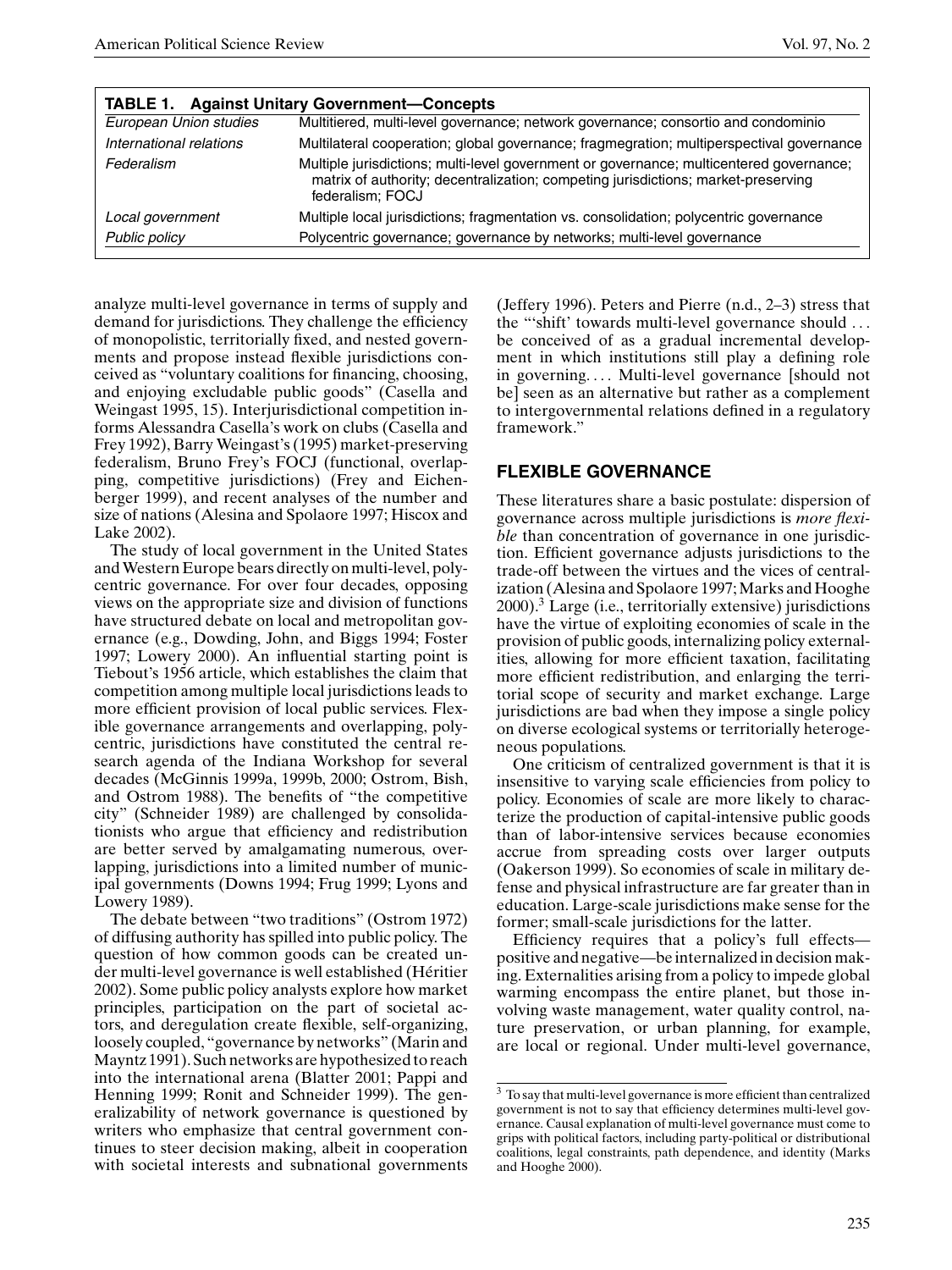**TABLE 1. Against Unitary Government—Concepts**

| | |
|---|---|
| *European Union studies* | Multitiered, multi-level governance; network governance; consortio and condominio |
| *International relations* | Multilateral cooperation; global governance; fragmegration; multiperspectival governance |
| *Federalism* | Multiple jurisdictions; multi-level government or governance; multicentered governance; matrix of authority; decentralization; competing jurisdictions; market-preserving federalism; FOCJ |
| *Local government* | Multiple local jurisdictions; fragmentation vs. consolidation; polycentric governance |
| *Public policy* | Polycentric governance; governance by networks; multi-level governance |

analyze multi-level governance in terms of supply and demand for jurisdictions. They challenge the efficiency of monopolistic, territorially fixed, and nested governments and propose instead flexible jurisdictions conceived as "voluntary coalitions for financing, choosing, and enjoying excludable public goods" (Casella and Weingast 1995, 15). Interjurisdictional competition informs Alessandra Casella's work on clubs (Casella and Frey 1992), Barry Weingast's (1995) market-preserving federalism, Bruno Frey's FOCJ (functional, overlapping, competitive jurisdictions) (Frey and Eichenberger 1999), and recent analyses of the number and size of nations (Alesina and Spolaore 1997; Hiscox and Lake 2002).

The study of local government in the United States and Western Europe bears directly on multi-level, polycentric governance. For over four decades, opposing views on the appropriate size and division of functions have structured debate on local and metropolitan governance (e.g., Dowding, John, and Biggs 1994; Foster 1997; Lowery 2000). An influential starting point is Tiebout's 1956 article, which establishes the claim that competition among multiple local jurisdictions leads to more efficient provision of local public services. Flexible governance arrangements and overlapping, polycentric, jurisdictions have constituted the central research agenda of the Indiana Workshop for several decades (McGinnis 1999a, 1999b, 2000; Ostrom, Bish, and Ostrom 1988). The benefits of "the competitive city" (Schneider 1989) are challenged by consolidationists who argue that efficiency and redistribution are better served by amalgamating numerous, overlapping, jurisdictions into a limited number of municipal governments (Downs 1994; Frug 1999; Lyons and Lowery 1989).

The debate between "two traditions" (Ostrom 1972) of diffusing authority has spilled into public policy. The question of how common goods can be created under multi-level governance is well established (Héritier 2002). Some public policy analysts explore how market principles, participation on the part of societal actors, and deregulation create flexible, self-organizing, loosely coupled, "governance by networks" (Marin and Mayntz 1991). Such networks are hypothesized to reach into the international arena (Blatter 2001; Pappi and Henning 1999; Ronit and Schneider 1999). The generalizability of network governance is questioned by writers who emphasize that central government continues to steer decision making, albeit in cooperation with societal interests and subnational governments (Jeffery 1996). Peters and Pierre (n.d., 2–3) stress that the "'shift' towards multi-level governance should ... be conceived of as a gradual incremental development in which institutions still play a defining role in governing.... Multi-level governance [should not be] seen as an alternative but rather as a complement to intergovernmental relations defined in a regulatory framework."

## FLEXIBLE GOVERNANCE

These literatures share a basic postulate: dispersion of governance across multiple jurisdictions is *more flexible* than concentration of governance in one jurisdiction. Efficient governance adjusts jurisdictions to the trade-off between the virtues and the vices of centralization (Alesina and Spolaore 1997; Marks and Hooghe 2000).[3] Large (i.e., territorially extensive) jurisdictions have the virtue of exploiting economies of scale in the provision of public goods, internalizing policy externalities, allowing for more efficient taxation, facilitating more efficient redistribution, and enlarging the territorial scope of security and market exchange. Large jurisdictions are bad when they impose a single policy on diverse ecological systems or territorially heterogeneous populations.

One criticism of centralized government is that it is insensitive to varying scale efficiencies from policy to policy. Economies of scale are more likely to characterize the production of capital-intensive public goods than of labor-intensive services because economies accrue from spreading costs over larger outputs (Oakerson 1999). So economies of scale in military defense and physical infrastructure are far greater than in education. Large-scale jurisdictions make sense for the former; small-scale jurisdictions for the latter.

Efficiency requires that a policy's full effects—positive and negative—be internalized in decision making. Externalities arising from a policy to impede global warming encompass the entire planet, but those involving waste management, water quality control, nature preservation, or urban planning, for example, are local or regional. Under multi-level governance,

[3] To say that multi-level governance is more efficient than centralized government is not to say that efficiency determines multi-level governance. Causal explanation of multi-level governance must come to grips with political factors, including party-political or distributional coalitions, legal constraints, path dependence, and identity (Marks and Hooghe 2000).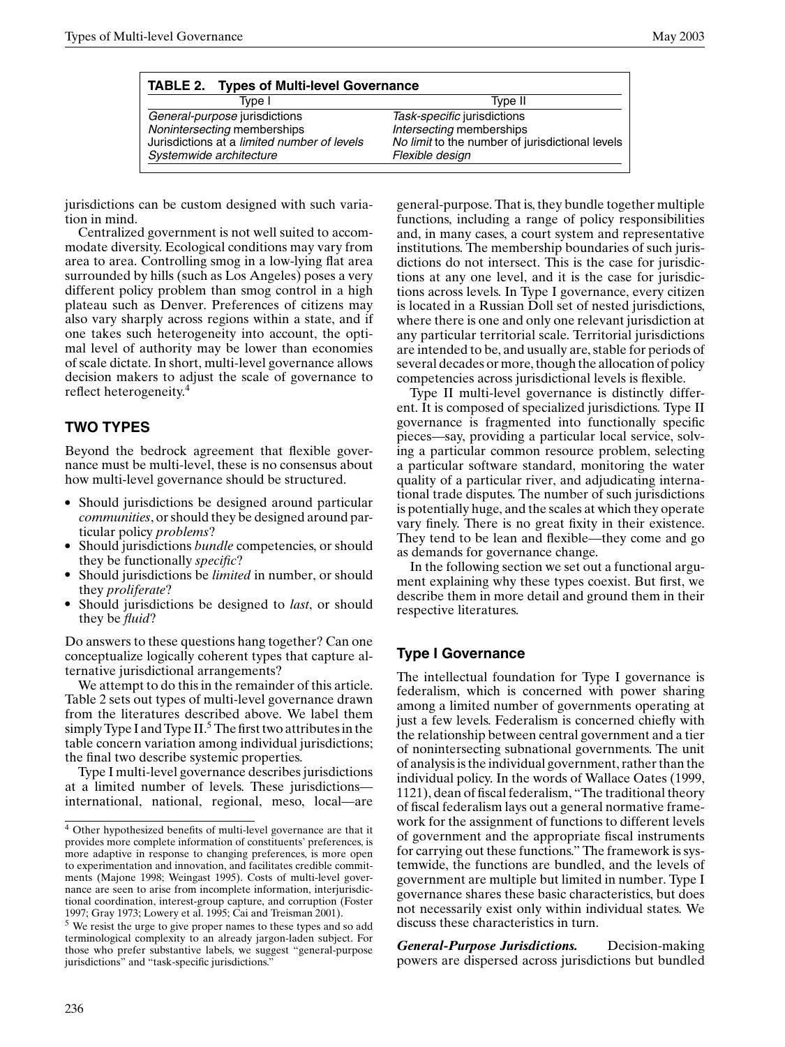**TABLE 2. Types of Multi-level Governance**

| Type I | Type II |
|---|---|
| *General-purpose* jurisdictions | *Task-specific* jurisdictions |
| *Nonintersecting* memberships | *Intersecting* memberships |
| Jurisdictions at a *limited number of levels* | *No limit* to the number of jurisdictional levels |
| *Systemwide architecture* | *Flexible design* |

jurisdictions can be custom designed with such variation in mind.

Centralized government is not well suited to accommodate diversity. Ecological conditions may vary from area to area. Controlling smog in a low-lying flat area surrounded by hills (such as Los Angeles) poses a very different policy problem than smog control in a high plateau such as Denver. Preferences of citizens may also vary sharply across regions within a state, and if one takes such heterogeneity into account, the optimal level of authority may be lower than economies of scale dictate. In short, multi-level governance allows decision makers to adjust the scale of governance to reflect heterogeneity.[4]

## TWO TYPES

Beyond the bedrock agreement that flexible governance must be multi-level, these is no consensus about how multi-level governance should be structured.

- Should jurisdictions be designed around particular *communities*, or should they be designed around particular policy *problems*?
- Should jurisdictions *bundle* competencies, or should they be functionally *specific*?
- Should jurisdictions be *limited* in number, or should they *proliferate*?
- Should jurisdictions be designed to *last*, or should they be *fluid*?

Do answers to these questions hang together? Can one conceptualize logically coherent types that capture alternative jurisdictional arrangements?

We attempt to do this in the remainder of this article. Table 2 sets out types of multi-level governance drawn from the literatures described above. We label them simply Type I and Type II.[5] The first two attributes in the table concern variation among individual jurisdictions; the final two describe systemic properties.

Type I multi-level governance describes jurisdictions at a limited number of levels. These jurisdictions—international, national, regional, meso, local—are general-purpose. That is, they bundle together multiple functions, including a range of policy responsibilities and, in many cases, a court system and representative institutions. The membership boundaries of such jurisdictions do not intersect. This is the case for jurisdictions at any one level, and it is the case for jurisdictions across levels. In Type I governance, every citizen is located in a Russian Doll set of nested jurisdictions, where there is one and only one relevant jurisdiction at any particular territorial scale. Territorial jurisdictions are intended to be, and usually are, stable for periods of several decades or more, though the allocation of policy competencies across jurisdictional levels is flexible.

Type II multi-level governance is distinctly different. It is composed of specialized jurisdictions. Type II governance is fragmented into functionally specific pieces—say, providing a particular local service, solving a particular common resource problem, selecting a particular software standard, monitoring the water quality of a particular river, and adjudicating international trade disputes. The number of such jurisdictions is potentially huge, and the scales at which they operate vary finely. There is no great fixity in their existence. They tend to be lean and flexible—they come and go as demands for governance change.

In the following section we set out a functional argument explaining why these types coexist. But first, we describe them in more detail and ground them in their respective literatures.

### Type I Governance

The intellectual foundation for Type I governance is federalism, which is concerned with power sharing among a limited number of governments operating at just a few levels. Federalism is concerned chiefly with the relationship between central government and a tier of nonintersecting subnational governments. The unit of analysis is the individual government, rather than the individual policy. In the words of Wallace Oates (1999, 1121), dean of fiscal federalism, "The traditional theory of fiscal federalism lays out a general normative framework for the assignment of functions to different levels of government and the appropriate fiscal instruments for carrying out these functions." The framework is systemwide, the functions are bundled, and the levels of government are multiple but limited in number. Type I governance shares these basic characteristics, but does not necessarily exist only within individual states. We discuss these characteristics in turn.

***General-Purpose Jurisdictions.*** Decision-making powers are dispersed across jurisdictions but bundled

[4] Other hypothesized benefits of multi-level governance are that it provides more complete information of constituents' preferences, is more adaptive in response to changing preferences, is more open to experimentation and innovation, and facilitates credible commitments (Majone 1998; Weingast 1995). Costs of multi-level governance are seen to arise from incomplete information, interjurisdictional coordination, interest-group capture, and corruption (Foster 1997; Gray 1973; Lowery et al. 1995; Cai and Treisman 2001).

[5] We resist the urge to give proper names to these types and so add terminological complexity to an already jargon-laden subject. For those who prefer substantive labels, we suggest "general-purpose jurisdictions" and "task-specific jurisdictions."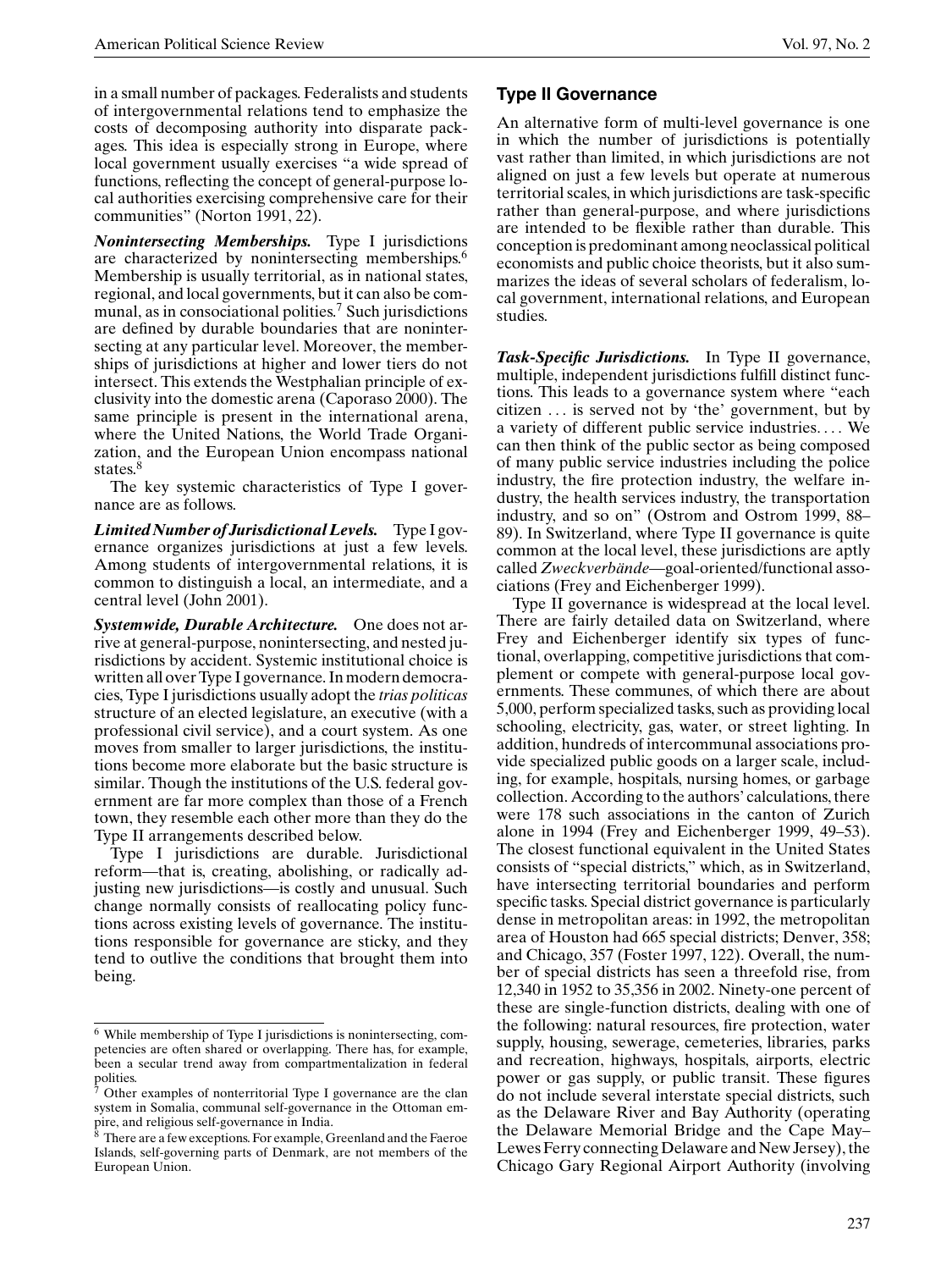in a small number of packages. Federalists and students of intergovernmental relations tend to emphasize the costs of decomposing authority into disparate packages. This idea is especially strong in Europe, where local government usually exercises "a wide spread of functions, reflecting the concept of general-purpose local authorities exercising comprehensive care for their communities" (Norton 1991, 22).

***Nonintersecting Memberships.*** Type I jurisdictions are characterized by nonintersecting memberships.[6] Membership is usually territorial, as in national states, regional, and local governments, but it can also be communal, as in consociational polities.[7] Such jurisdictions are defined by durable boundaries that are nonintersecting at any particular level. Moreover, the memberships of jurisdictions at higher and lower tiers do not intersect. This extends the Westphalian principle of exclusivity into the domestic arena (Caporaso 2000). The same principle is present in the international arena, where the United Nations, the World Trade Organization, and the European Union encompass national states.[8]

The key systemic characteristics of Type I governance are as follows.

***Limited Number of Jurisdictional Levels.*** Type I governance organizes jurisdictions at just a few levels. Among students of intergovernmental relations, it is common to distinguish a local, an intermediate, and a central level (John 2001).

***Systemwide, Durable Architecture.*** One does not arrive at general-purpose, nonintersecting, and nested jurisdictions by accident. Systemic institutional choice is written all over Type I governance. In modern democracies, Type I jurisdictions usually adopt the *trias politicas* structure of an elected legislature, an executive (with a professional civil service), and a court system. As one moves from smaller to larger jurisdictions, the institutions become more elaborate but the basic structure is similar. Though the institutions of the U.S. federal government are far more complex than those of a French town, they resemble each other more than they do the Type II arrangements described below.

Type I jurisdictions are durable. Jurisdictional reform—that is, creating, abolishing, or radically adjusting new jurisdictions—is costly and unusual. Such change normally consists of reallocating policy functions across existing levels of governance. The institutions responsible for governance are sticky, and they tend to outlive the conditions that brought them into being.

[6] While membership of Type I jurisdictions is nonintersecting, competencies are often shared or overlapping. There has, for example, been a secular trend away from compartmentalization in federal polities.

[7] Other examples of nonterritorial Type I governance are the clan system in Somalia, communal self-governance in the Ottoman empire, and religious self-governance in India.

[8] There are a few exceptions. For example, Greenland and the Faeroe Islands, self-governing parts of Denmark, are not members of the European Union.

## Type II Governance

An alternative form of multi-level governance is one in which the number of jurisdictions is potentially vast rather than limited, in which jurisdictions are not aligned on just a few levels but operate at numerous territorial scales, in which jurisdictions are task-specific rather than general-purpose, and where jurisdictions are intended to be flexible rather than durable. This conception is predominant among neoclassical political economists and public choice theorists, but it also summarizes the ideas of several scholars of federalism, local government, international relations, and European studies.

***Task-Specific Jurisdictions.*** In Type II governance, multiple, independent jurisdictions fulfill distinct functions. This leads to a governance system where "each citizen ... is served not by 'the' government, but by a variety of different public service industries.... We can then think of the public sector as being composed of many public service industries including the police industry, the fire protection industry, the welfare industry, the health services industry, the transportation industry, and so on" (Ostrom and Ostrom 1999, 88–89). In Switzerland, where Type II governance is quite common at the local level, these jurisdictions are aptly called *Zweckverbände*—goal-oriented/functional associations (Frey and Eichenberger 1999).

Type II governance is widespread at the local level. There are fairly detailed data on Switzerland, where Frey and Eichenberger identify six types of functional, overlapping, competitive jurisdictions that complement or compete with general-purpose local governments. These communes, of which there are about 5,000, perform specialized tasks, such as providing local schooling, electricity, gas, water, or street lighting. In addition, hundreds of intercommunal associations provide specialized public goods on a larger scale, including, for example, hospitals, nursing homes, or garbage collection. According to the authors' calculations, there were 178 such associations in the canton of Zurich alone in 1994 (Frey and Eichenberger 1999, 49–53). The closest functional equivalent in the United States consists of "special districts," which, as in Switzerland, have intersecting territorial boundaries and perform specific tasks. Special district governance is particularly dense in metropolitan areas: in 1992, the metropolitan area of Houston had 665 special districts; Denver, 358; and Chicago, 357 (Foster 1997, 122). Overall, the number of special districts has seen a threefold rise, from 12,340 in 1952 to 35,356 in 2002. Ninety-one percent of these are single-function districts, dealing with one of the following: natural resources, fire protection, water supply, housing, sewerage, cemeteries, libraries, parks and recreation, highways, hospitals, airports, electric power or gas supply, or public transit. These figures do not include several interstate special districts, such as the Delaware River and Bay Authority (operating the Delaware Memorial Bridge and the Cape May–Lewes Ferry connecting Delaware and New Jersey), the Chicago Gary Regional Airport Authority (involving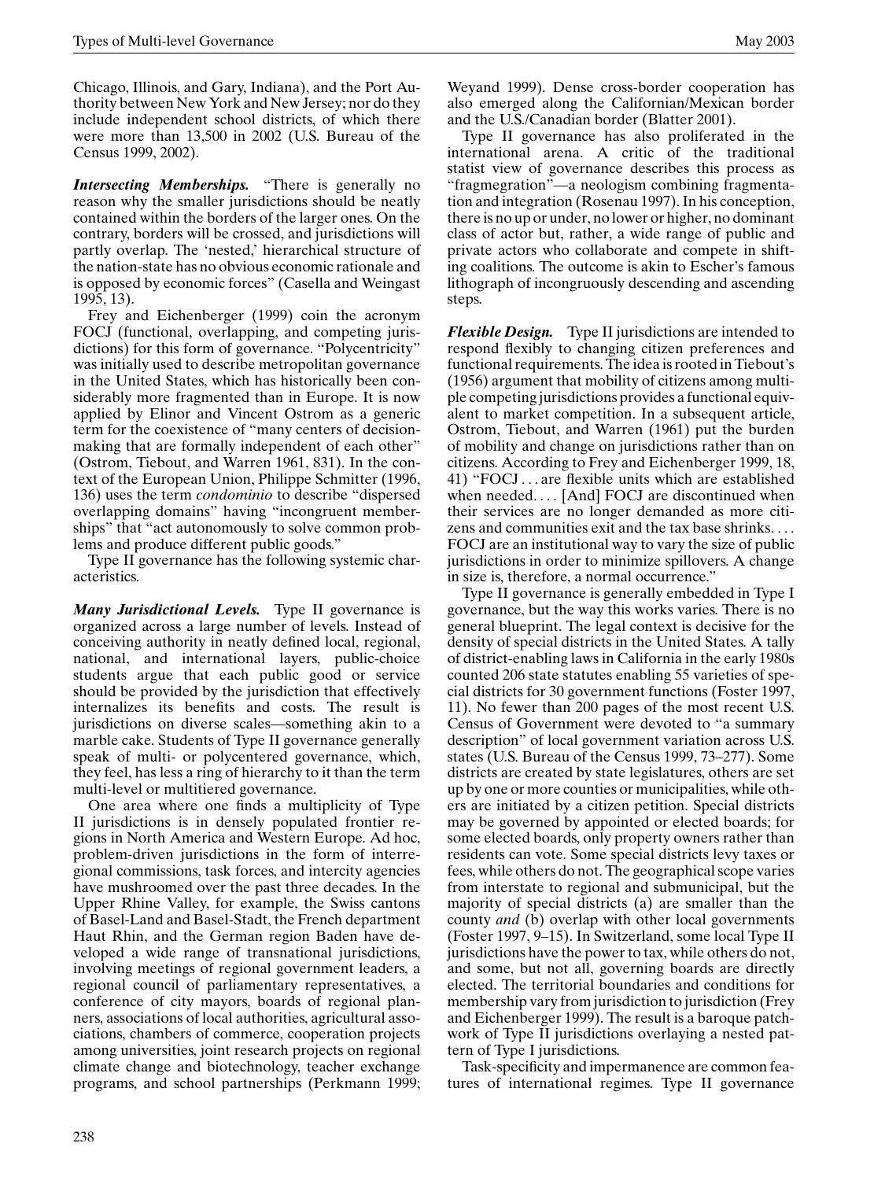Chicago, Illinois, and Gary, Indiana), and the Port Authority between New York and New Jersey; nor do they include independent school districts, of which there were more than 13,500 in 2002 (U.S. Bureau of the Census 1999, 2002).

***Intersecting Memberships.*** "There is generally no reason why the smaller jurisdictions should be neatly contained within the borders of the larger ones. On the contrary, borders will be crossed, and jurisdictions will partly overlap. The 'nested,' hierarchical structure of the nation-state has no obvious economic rationale and is opposed by economic forces" (Casella and Weingast 1995, 13).

Frey and Eichenberger (1999) coin the acronym FOCJ (functional, overlapping, and competing jurisdictions) for this form of governance. "Polycentricity" was initially used to describe metropolitan governance in the United States, which has historically been considerably more fragmented than in Europe. It is now applied by Elinor and Vincent Ostrom as a generic term for the coexistence of "many centers of decision-making that are formally independent of each other" (Ostrom, Tiebout, and Warren 1961, 831). In the context of the European Union, Philippe Schmitter (1996, 136) uses the term *condominio* to describe "dispersed overlapping domains" having "incongruent memberships" that "act autonomously to solve common problems and produce different public goods."

Type II governance has the following systemic characteristics.

***Many Jurisdictional Levels.*** Type II governance is organized across a large number of levels. Instead of conceiving authority in neatly defined local, regional, national, and international layers, public-choice students argue that each public good or service should be provided by the jurisdiction that effectively internalizes its benefits and costs. The result is jurisdictions on diverse scales—something akin to a marble cake. Students of Type II governance generally speak of multi- or polycentered governance, which, they feel, has less a ring of hierarchy to it than the term multi-level or multitiered governance.

One area where one finds a multiplicity of Type II jurisdictions is in densely populated frontier regions in North America and Western Europe. Ad hoc, problem-driven jurisdictions in the form of interregional commissions, task forces, and intercity agencies have mushroomed over the past three decades. In the Upper Rhine Valley, for example, the Swiss cantons of Basel-Land and Basel-Stadt, the French department Haut Rhin, and the German region Baden have developed a wide range of transnational jurisdictions, involving meetings of regional government leaders, a regional council of parliamentary representatives, a conference of city mayors, boards of regional planners, associations of local authorities, agricultural associations, chambers of commerce, cooperation projects among universities, joint research projects on regional climate change and biotechnology, teacher exchange programs, and school partnerships (Perkmann 1999; Weyand 1999). Dense cross-border cooperation has also emerged along the Californian/Mexican border and the U.S./Canadian border (Blatter 2001).

Type II governance has also proliferated in the international arena. A critic of the traditional statist view of governance describes this process as "fragmegration"—a neologism combining fragmentation and integration (Rosenau 1997). In his conception, there is no up or under, no lower or higher, no dominant class of actor but, rather, a wide range of public and private actors who collaborate and compete in shifting coalitions. The outcome is akin to Escher's famous lithograph of incongruously descending and ascending steps.

***Flexible Design.*** Type II jurisdictions are intended to respond flexibly to changing citizen preferences and functional requirements. The idea is rooted in Tiebout's (1956) argument that mobility of citizens among multiple competing jurisdictions provides a functional equivalent to market competition. In a subsequent article, Ostrom, Tiebout, and Warren (1961) put the burden of mobility and change on jurisdictions rather than on citizens. According to Frey and Eichenberger 1999, 18, 41) "FOCJ . . . are flexible units which are established when needed. . . . [And] FOCJ are discontinued when their services are no longer demanded as more citizens and communities exit and the tax base shrinks. . . . FOCJ are an institutional way to vary the size of public jurisdictions in order to minimize spillovers. A change in size is, therefore, a normal occurrence."

Type II governance is generally embedded in Type I governance, but the way this works varies. There is no general blueprint. The legal context is decisive for the density of special districts in the United States. A tally of district-enabling laws in California in the early 1980s counted 206 state statutes enabling 55 varieties of special districts for 30 government functions (Foster 1997, 11). No fewer than 200 pages of the most recent U.S. Census of Government were devoted to "a summary description" of local government variation across U.S. states (U.S. Bureau of the Census 1999, 73–277). Some districts are created by state legislatures, others are set up by one or more counties or municipalities, while others are initiated by a citizen petition. Special districts may be governed by appointed or elected boards; for some elected boards, only property owners rather than residents can vote. Some special districts levy taxes or fees, while others do not. The geographical scope varies from interstate to regional and submunicipal, but the majority of special districts (a) are smaller than the county *and* (b) overlap with other local governments (Foster 1997, 9–15). In Switzerland, some local Type II jurisdictions have the power to tax, while others do not, and some, but not all, governing boards are directly elected. The territorial boundaries and conditions for membership vary from jurisdiction to jurisdiction (Frey and Eichenberger 1999). The result is a baroque patchwork of Type II jurisdictions overlaying a nested pattern of Type I jurisdictions.

Task-specificity and impermanence are common features of international regimes. Type II governance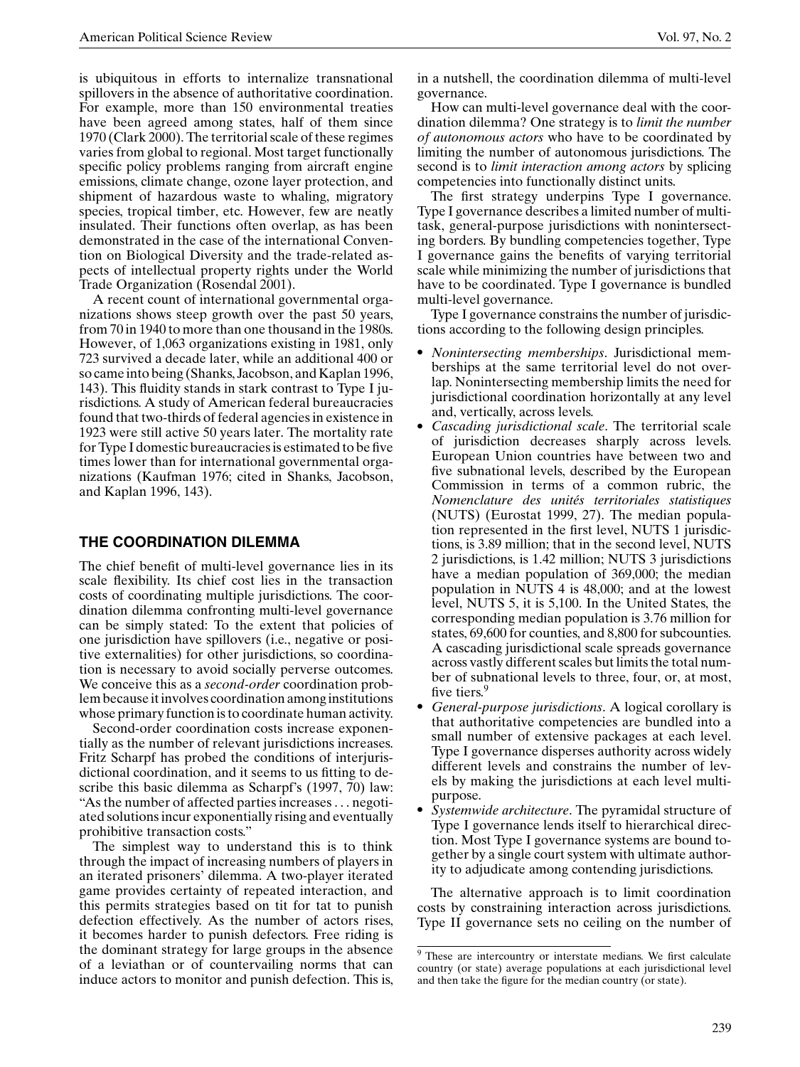is ubiquitous in efforts to internalize transnational spillovers in the absence of authoritative coordination. For example, more than 150 environmental treaties have been agreed among states, half of them since 1970 (Clark 2000). The territorial scale of these regimes varies from global to regional. Most target functionally specific policy problems ranging from aircraft engine emissions, climate change, ozone layer protection, and shipment of hazardous waste to whaling, migratory species, tropical timber, etc. However, few are neatly insulated. Their functions often overlap, as has been demonstrated in the case of the international Convention on Biological Diversity and the trade-related aspects of intellectual property rights under the World Trade Organization (Rosendal 2001).

A recent count of international governmental organizations shows steep growth over the past 50 years, from 70 in 1940 to more than one thousand in the 1980s. However, of 1,063 organizations existing in 1981, only 723 survived a decade later, while an additional 400 or so came into being (Shanks, Jacobson, and Kaplan 1996, 143). This fluidity stands in stark contrast to Type I jurisdictions. A study of American federal bureaucracies found that two-thirds of federal agencies in existence in 1923 were still active 50 years later. The mortality rate for Type I domestic bureaucracies is estimated to be five times lower than for international governmental organizations (Kaufman 1976; cited in Shanks, Jacobson, and Kaplan 1996, 143).

## THE COORDINATION DILEMMA

The chief benefit of multi-level governance lies in its scale flexibility. Its chief cost lies in the transaction costs of coordinating multiple jurisdictions. The coordination dilemma confronting multi-level governance can be simply stated: To the extent that policies of one jurisdiction have spillovers (i.e., negative or positive externalities) for other jurisdictions, so coordination is necessary to avoid socially perverse outcomes. We conceive this as a *second-order* coordination problem because it involves coordination among institutions whose primary function is to coordinate human activity.

Second-order coordination costs increase exponentially as the number of relevant jurisdictions increases. Fritz Scharpf has probed the conditions of interjurisdictional coordination, and it seems to us fitting to describe this basic dilemma as Scharpf's (1997, 70) law: "As the number of affected parties increases ... negotiated solutions incur exponentially rising and eventually prohibitive transaction costs."

The simplest way to understand this is to think through the impact of increasing numbers of players in an iterated prisoners' dilemma. A two-player iterated game provides certainty of repeated interaction, and this permits strategies based on tit for tat to punish defection effectively. As the number of actors rises, it becomes harder to punish defectors. Free riding is the dominant strategy for large groups in the absence of a leviathan or of countervailing norms that can induce actors to monitor and punish defection. This is, in a nutshell, the coordination dilemma of multi-level governance.

How can multi-level governance deal with the coordination dilemma? One strategy is to *limit the number of autonomous actors* who have to be coordinated by limiting the number of autonomous jurisdictions. The second is to *limit interaction among actors* by splicing competencies into functionally distinct units.

The first strategy underpins Type I governance. Type I governance describes a limited number of multi-task, general-purpose jurisdictions with nonintersecting borders. By bundling competencies together, Type I governance gains the benefits of varying territorial scale while minimizing the number of jurisdictions that have to be coordinated. Type I governance is bundled multi-level governance.

Type I governance constrains the number of jurisdictions according to the following design principles.

- *Nonintersecting memberships*. Jurisdictional memberships at the same territorial level do not overlap. Nonintersecting membership limits the need for jurisdictional coordination horizontally at any level and, vertically, across levels.
- *Cascading jurisdictional scale*. The territorial scale of jurisdiction decreases sharply across levels. European Union countries have between two and five subnational levels, described by the European Commission in terms of a common rubric, the *Nomenclature des unités territoriales statistiques* (NUTS) (Eurostat 1999, 27). The median population represented in the first level, NUTS 1 jurisdictions, is 3.89 million; that in the second level, NUTS 2 jurisdictions, is 1.42 million; NUTS 3 jurisdictions have a median population of 369,000; the median population in NUTS 4 is 48,000; and at the lowest level, NUTS 5, it is 5,100. In the United States, the corresponding median population is 3.76 million for states, 69,600 for counties, and 8,800 for subcounties. A cascading jurisdictional scale spreads governance across vastly different scales but limits the total number of subnational levels to three, four, or, at most, five tiers.[9]
- *General-purpose jurisdictions*. A logical corollary is that authoritative competencies are bundled into a small number of extensive packages at each level. Type I governance disperses authority across widely different levels and constrains the number of levels by making the jurisdictions at each level multi-purpose.
- *Systemwide architecture*. The pyramidal structure of Type I governance lends itself to hierarchical direction. Most Type I governance systems are bound together by a single court system with ultimate authority to adjudicate among contending jurisdictions.

The alternative approach is to limit coordination costs by constraining interaction across jurisdictions. Type II governance sets no ceiling on the number of

[9] These are intercountry or interstate medians. We first calculate country (or state) average populations at each jurisdictional level and then take the figure for the median country (or state).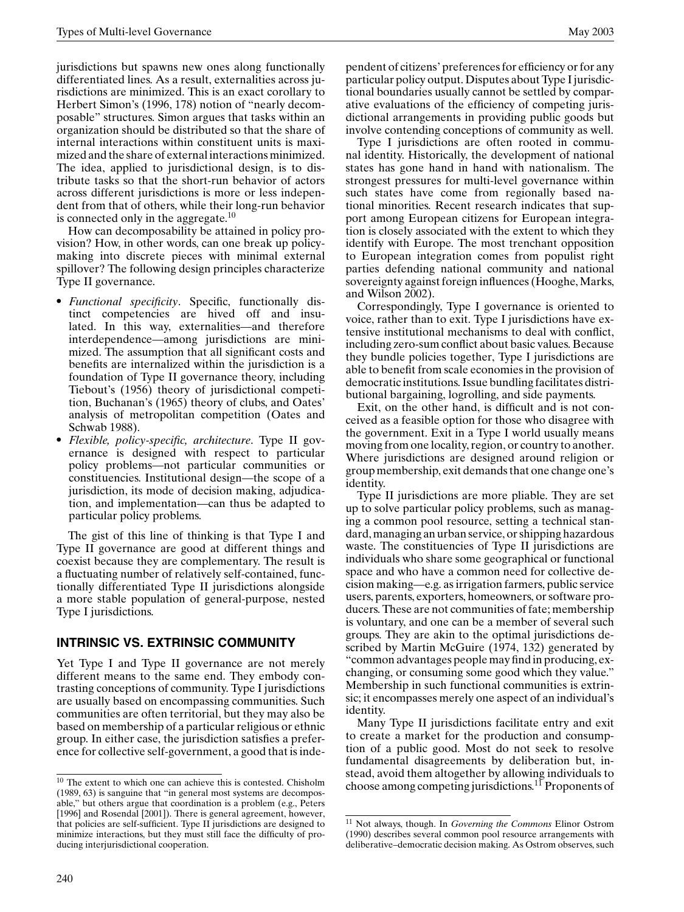jurisdictions but spawns new ones along functionally differentiated lines. As a result, externalities across jurisdictions are minimized. This is an exact corollary to Herbert Simon's (1996, 178) notion of "nearly decomposable" structures. Simon argues that tasks within an organization should be distributed so that the share of internal interactions within constituent units is maximized and the share of external interactions minimized. The idea, applied to jurisdictional design, is to distribute tasks so that the short-run behavior of actors across different jurisdictions is more or less independent from that of others, while their long-run behavior is connected only in the aggregate.[10]

How can decomposability be attained in policy provision? How, in other words, can one break up policymaking into discrete pieces with minimal external spillover? The following design principles characterize Type II governance.

- *Functional specificity*. Specific, functionally distinct competencies are hived off and insulated. In this way, externalities—and therefore interdependence—among jurisdictions are minimized. The assumption that all significant costs and benefits are internalized within the jurisdiction is a foundation of Type II governance theory, including Tiebout's (1956) theory of jurisdictional competition, Buchanan's (1965) theory of clubs, and Oates' analysis of metropolitan competition (Oates and Schwab 1988).
- *Flexible, policy-specific, architecture*. Type II governance is designed with respect to particular policy problems—not particular communities or constituencies. Institutional design—the scope of a jurisdiction, its mode of decision making, adjudication, and implementation—can thus be adapted to particular policy problems.

The gist of this line of thinking is that Type I and Type II governance are good at different things and coexist because they are complementary. The result is a fluctuating number of relatively self-contained, functionally differentiated Type II jurisdictions alongside a more stable population of general-purpose, nested Type I jurisdictions.

## INTRINSIC VS. EXTRINSIC COMMUNITY

Yet Type I and Type II governance are not merely different means to the same end. They embody contrasting conceptions of community. Type I jurisdictions are usually based on encompassing communities. Such communities are often territorial, but they may also be based on membership of a particular religious or ethnic group. In either case, the jurisdiction satisfies a preference for collective self-government, a good that is independent of citizens' preferences for efficiency or for any particular policy output. Disputes about Type I jurisdictional boundaries usually cannot be settled by comparative evaluations of the efficiency of competing jurisdictional arrangements in providing public goods but involve contending conceptions of community as well.

Type I jurisdictions are often rooted in communal identity. Historically, the development of national states has gone hand in hand with nationalism. The strongest pressures for multi-level governance within such states have come from regionally based national minorities. Recent research indicates that support among European citizens for European integration is closely associated with the extent to which they identify with Europe. The most trenchant opposition to European integration comes from populist right parties defending national community and national sovereignty against foreign influences (Hooghe, Marks, and Wilson 2002).

Correspondingly, Type I governance is oriented to voice, rather than to exit. Type I jurisdictions have extensive institutional mechanisms to deal with conflict, including zero-sum conflict about basic values. Because they bundle policies together, Type I jurisdictions are able to benefit from scale economies in the provision of democratic institutions. Issue bundling facilitates distributional bargaining, logrolling, and side payments.

Exit, on the other hand, is difficult and is not conceived as a feasible option for those who disagree with the government. Exit in a Type I world usually means moving from one locality, region, or country to another. Where jurisdictions are designed around religion or group membership, exit demands that one change one's identity.

Type II jurisdictions are more pliable. They are set up to solve particular policy problems, such as managing a common pool resource, setting a technical standard, managing an urban service, or shipping hazardous waste. The constituencies of Type II jurisdictions are individuals who share some geographical or functional space and who have a common need for collective decision making—e.g. as irrigation farmers, public service users, parents, exporters, homeowners, or software producers. These are not communities of fate; membership is voluntary, and one can be a member of several such groups. They are akin to the optimal jurisdictions described by Martin McGuire (1974, 132) generated by "common advantages people may find in producing, exchanging, or consuming some good which they value." Membership in such functional communities is extrinsic; it encompasses merely one aspect of an individual's identity.

Many Type II jurisdictions facilitate entry and exit to create a market for the production and consumption of a public good. Most do not seek to resolve fundamental disagreements by deliberation but, instead, avoid them altogether by allowing individuals to choose among competing jurisdictions.[11] Proponents of

---

[10] The extent to which one can achieve this is contested. Chisholm (1989, 63) is sanguine that "in general most systems are decomposable," but others argue that coordination is a problem (e.g., Peters [1996] and Rosendal [2001]). There is general agreement, however, that policies are self-sufficient. Type II jurisdictions are designed to minimize interactions, but they must still face the difficulty of producing interjurisdictional cooperation.

[11] Not always, though. In *Governing the Commons* Elinor Ostrom (1990) describes several common pool resource arrangements with deliberative–democratic decision making. As Ostrom observes, such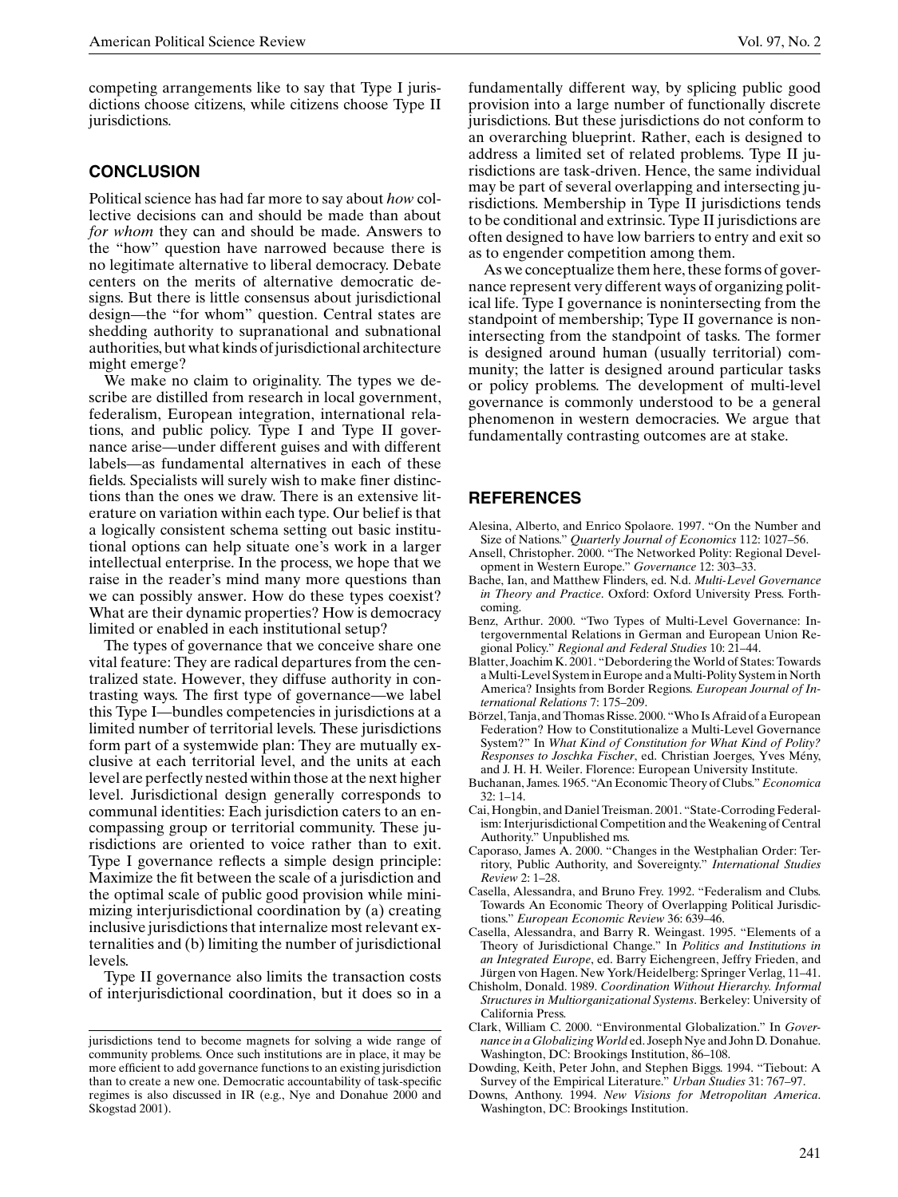competing arrangements like to say that Type I jurisdictions choose citizens, while citizens choose Type II jurisdictions.

## CONCLUSION

Political science has had far more to say about *how* collective decisions can and should be made than about *for whom* they can and should be made. Answers to the "how" question have narrowed because there is no legitimate alternative to liberal democracy. Debate centers on the merits of alternative democratic designs. But there is little consensus about jurisdictional design—the "for whom" question. Central states are shedding authority to supranational and subnational authorities, but what kinds of jurisdictional architecture might emerge?

We make no claim to originality. The types we describe are distilled from research in local government, federalism, European integration, international relations, and public policy. Type I and Type II governance arise—under different guises and with different labels—as fundamental alternatives in each of these fields. Specialists will surely wish to make finer distinctions than the ones we draw. There is an extensive literature on variation within each type. Our belief is that a logically consistent schema setting out basic institutional options can help situate one's work in a larger intellectual enterprise. In the process, we hope that we raise in the reader's mind many more questions than we can possibly answer. How do these types coexist? What are their dynamic properties? How is democracy limited or enabled in each institutional setup?

The types of governance that we conceive share one vital feature: They are radical departures from the centralized state. However, they diffuse authority in contrasting ways. The first type of governance—we label this Type I—bundles competencies in jurisdictions at a limited number of territorial levels. These jurisdictions form part of a systemwide plan: They are mutually exclusive at each territorial level, and the units at each level are perfectly nested within those at the next higher level. Jurisdictional design generally corresponds to communal identities: Each jurisdiction caters to an encompassing group or territorial community. These jurisdictions are oriented to voice rather than to exit. Type I governance reflects a simple design principle: Maximize the fit between the scale of a jurisdiction and the optimal scale of public good provision while minimizing interjurisdictional coordination by (a) creating inclusive jurisdictions that internalize most relevant externalities and (b) limiting the number of jurisdictional levels.

Type II governance also limits the transaction costs of interjurisdictional coordination, but it does so in a fundamentally different way, by splicing public good provision into a large number of functionally discrete jurisdictions. But these jurisdictions do not conform to an overarching blueprint. Rather, each is designed to address a limited set of related problems. Type II jurisdictions are task-driven. Hence, the same individual may be part of several overlapping and intersecting jurisdictions. Membership in Type II jurisdictions tends to be conditional and extrinsic. Type II jurisdictions are often designed to have low barriers to entry and exit so as to engender competition among them.

As we conceptualize them here, these forms of governance represent very different ways of organizing political life. Type I governance is nonintersecting from the standpoint of membership; Type II governance is nonintersecting from the standpoint of tasks. The former is designed around human (usually territorial) community; the latter is designed around particular tasks or policy problems. The development of multi-level governance is commonly understood to be a general phenomenon in western democracies. We argue that fundamentally contrasting outcomes are at stake.

jurisdictions tend to become magnets for solving a wide range of community problems. Once such institutions are in place, it may be more efficient to add governance functions to an existing jurisdiction than to create a new one. Democratic accountability of task-specific regimes is also discussed in IR (e.g., Nye and Donahue 2000 and Skogstad 2001).

## REFERENCES

Alesina, Alberto, and Enrico Spolaore. 1997. "On the Number and Size of Nations." *Quarterly Journal of Economics* 112: 1027–56.

Ansell, Christopher. 2000. "The Networked Polity: Regional Development in Western Europe." *Governance* 12: 303–33.

Bache, Ian, and Matthew Flinders, ed. N.d. *Multi-Level Governance in Theory and Practice*. Oxford: Oxford University Press. Forthcoming.

Benz, Arthur. 2000. "Two Types of Multi-Level Governance: Intergovernmental Relations in German and European Union Regional Policy." *Regional and Federal Studies* 10: 21–44.

Blatter, Joachim K. 2001. "Debordering the World of States: Towards a Multi-Level System in Europe and a Multi-Polity System in North America? Insights from Border Regions. *European Journal of International Relations* 7: 175–209.

Börzel, Tanja, and Thomas Risse. 2000. "Who Is Afraid of a European Federation? How to Constitutionalize a Multi-Level Governance System?" In *What Kind of Constitution for What Kind of Polity? Responses to Joschka Fischer*, ed. Christian Joerges, Yves Mény, and J. H. H. Weiler. Florence: European University Institute.

Buchanan, James. 1965. "An Economic Theory of Clubs." *Economica* 32: 1–14.

Cai, Hongbin, and Daniel Treisman. 2001. "State-Corroding Federalism: Interjurisdictional Competition and the Weakening of Central Authority." Unpublished ms.

Caporaso, James A. 2000. "Changes in the Westphalian Order: Territory, Public Authority, and Sovereignty." *International Studies Review* 2: 1–28.

Casella, Alessandra, and Bruno Frey. 1992. "Federalism and Clubs. Towards An Economic Theory of Overlapping Political Jurisdictions." *European Economic Review* 36: 639–46.

Casella, Alessandra, and Barry R. Weingast. 1995. "Elements of a Theory of Jurisdictional Change." In *Politics and Institutions in an Integrated Europe*, ed. Barry Eichengreen, Jeffry Frieden, and Jürgen von Hagen. New York/Heidelberg: Springer Verlag, 11–41.

Chisholm, Donald. 1989. *Coordination Without Hierarchy. Informal Structures in Multiorganizational Systems*. Berkeley: University of California Press.

Clark, William C. 2000. "Environmental Globalization." In *Governance in a Globalizing World* ed. Joseph Nye and John D. Donahue. Washington, DC: Brookings Institution, 86–108.

Dowding, Keith, Peter John, and Stephen Biggs. 1994. "Tiebout: A Survey of the Empirical Literature." *Urban Studies* 31: 767–97.

Downs, Anthony. 1994. *New Visions for Metropolitan America*. Washington, DC: Brookings Institution.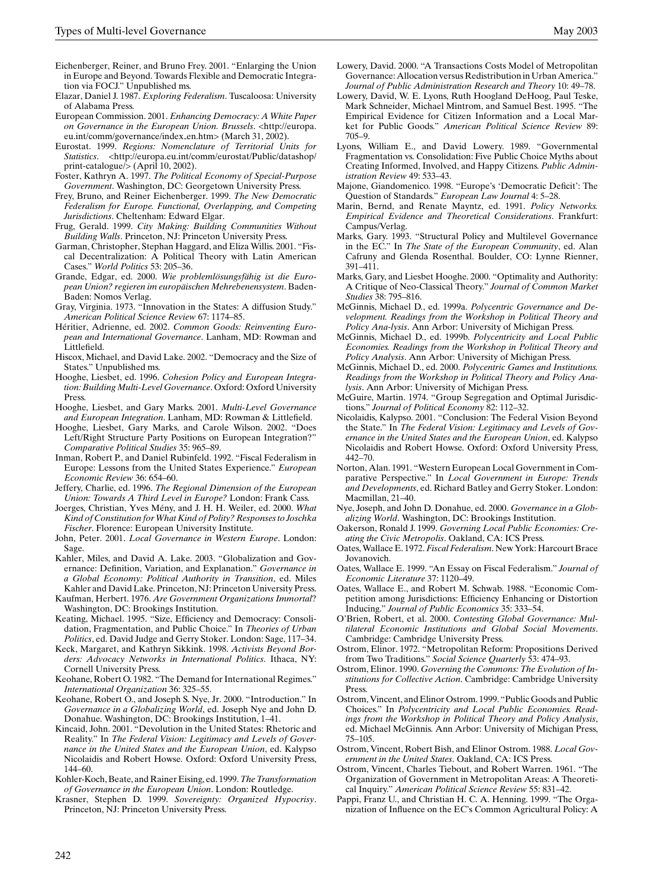Eichenberger, Reiner, and Bruno Frey. 2001. "Enlarging the Union in Europe and Beyond. Towards Flexible and Democratic Integration via FOCJ." Unpublished ms.

Elazar, Daniel J. 1987. *Exploring Federalism*. Tuscaloosa: University of Alabama Press.

European Commission. 2001. *Enhancing Democracy: A White Paper on Governance in the European Union. Brussels*. <http://europa.eu.int/comm/governance/index_en.htm> (March 31, 2002).

Eurostat. 1999. *Regions: Nomenclature of Territorial Units for Statistics*. <http://europa.eu.int/comm/eurostat/Public/datashop/print-catalogue/> (April 10, 2002).

Foster, Kathryn A. 1997. *The Political Economy of Special-Purpose Government*. Washington, DC: Georgetown University Press.

Frey, Bruno, and Reiner Eichenberger. 1999. *The New Democratic Federalism for Europe. Functional, Overlapping, and Competing Jurisdictions*. Cheltenham: Edward Elgar.

Frug, Gerald. 1999. *City Making: Building Communities Without Building Walls*. Princeton, NJ: Princeton University Press.

Garman, Christopher, Stephan Haggard, and Eliza Willis. 2001. "Fiscal Decentralization: A Political Theory with Latin American Cases." *World Politics* 53: 205–36.

Grande, Edgar, ed. 2000. *Wie problemlösungsfähig ist die European Union? regieren im europäischen Mehrebenensystem*. Baden-Baden: Nomos Verlag.

Gray, Virginia. 1973. "Innovation in the States: A diffusion Study." *American Political Science Review* 67: 1174–85.

Héritier, Adrienne, ed. 2002. *Common Goods: Reinventing European and International Governance*. Lanham, MD: Rowman and Littlefield.

Hiscox, Michael, and David Lake. 2002. "Democracy and the Size of States." Unpublished ms.

Hooghe, Liesbet, ed. 1996. *Cohesion Policy and European Integration: Building Multi-Level Governance*. Oxford: Oxford University Press.

Hooghe, Liesbet, and Gary Marks. 2001. *Multi-Level Governance and European Integration*. Lanham, MD: Rowman & Littlefield.

Hooghe, Liesbet, Gary Marks, and Carole Wilson. 2002. "Does Left/Right Structure Party Positions on European Integration?" *Comparative Political Studies* 35: 965–89.

Inman, Robert P., and Daniel Rubinfeld. 1992. "Fiscal Federalism in Europe: Lessons from the United States Experience." *European Economic Review* 36: 654–60.

Jeffery, Charlie, ed. 1996. *The Regional Dimension of the European Union: Towards A Third Level in Europe?* London: Frank Cass.

Joerges, Christian, Yves Mény, and J. H. H. Weiler, ed. 2000. *What Kind of Constitution for What Kind of Polity? Responses to Joschka Fischer*. Florence: European University Institute.

John, Peter. 2001. *Local Governance in Western Europe*. London: Sage.

Kahler, Miles, and David A. Lake. 2003. "Globalization and Governance: Definition, Variation, and Explanation." *Governance in a Global Economy: Political Authority in Transition*, ed. Miles Kahler and David Lake. Princeton, NJ: Princeton University Press.

Kaufman, Herbert. 1976. *Are Government Organizations Immortal*? Washington, DC: Brookings Institution.

Keating, Michael. 1995. "Size, Efficiency and Democracy: Consolidation, Fragmentation, and Public Choice." In *Theories of Urban Politics*, ed. David Judge and Gerry Stoker. London: Sage, 117–34.

Keck, Margaret, and Kathryn Sikkink. 1998. *Activists Beyond Borders: Advocacy Networks in International Politics*. Ithaca, NY: Cornell University Press.

Keohane, Robert O. 1982. "The Demand for International Regimes." *International Organization* 36: 325–55.

Keohane, Robert O., and Joseph S. Nye, Jr. 2000. "Introduction." In *Governance in a Globalizing World*, ed. Joseph Nye and John D. Donahue. Washington, DC: Brookings Institution, 1–41.

Kincaid, John. 2001. "Devolution in the United States: Rhetoric and Reality." In *The Federal Vision: Legitimacy and Levels of Governance in the United States and the European Union*, ed. Kalypso Nicolaidis and Robert Howse. Oxford: Oxford University Press, 144–60.

Kohler-Koch, Beate, and Rainer Eising, ed. 1999. *The Transformation of Governance in the European Union*. London: Routledge.

Krasner, Stephen D. 1999. *Sovereignty: Organized Hypocrisy*. Princeton, NJ: Princeton University Press.

Lowery, David. 2000. "A Transactions Costs Model of Metropolitan Governance: Allocation versus Redistribution in Urban America." *Journal of Public Administration Research and Theory* 10: 49–78.

Lowery, David, W. E. Lyons, Ruth Hoogland DeHoog, Paul Teske, Mark Schneider, Michael Mintrom, and Samuel Best. 1995. "The Empirical Evidence for Citizen Information and a Local Market for Public Goods." *American Political Science Review* 89: 705–9.

Lyons, William E., and David Lowery. 1989. "Governmental Fragmentation vs. Consolidation: Five Public Choice Myths about Creating Informed, Involved, and Happy Citizens. *Public Administration Review* 49: 533–43.

Majone, Giandomenico. 1998. "Europe's 'Democratic Deficit': The Question of Standards." *European Law Journal* 4: 5–28.

Marin, Bernd, and Renate Mayntz, ed. 1991. *Policy Networks. Empirical Evidence and Theoretical Considerations*. Frankfurt: Campus/Verlag.

Marks, Gary. 1993. "Structural Policy and Multilevel Governance in the EC." In *The State of the European Community*, ed. Alan Cafruny and Glenda Rosenthal. Boulder, CO: Lynne Rienner, 391–411.

Marks, Gary, and Liesbet Hooghe. 2000. "Optimality and Authority: A Critique of Neo-Classical Theory." *Journal of Common Market Studies* 38: 795–816.

McGinnis, Michael D., ed. 1999a. *Polycentric Governance and Development. Readings from the Workshop in Political Theory and Policy Ana-lysis*. Ann Arbor: University of Michigan Press.

McGinnis, Michael D., ed. 1999b. *Polycentricity and Local Public Economies. Readings from the Workshop in Political Theory and Policy Analysis*. Ann Arbor: University of Michigan Press.

McGinnis, Michael D., ed. 2000. *Polycentric Games and Institutions. Readings from the Workshop in Political Theory and Policy Analysis*. Ann Arbor: University of Michigan Press.

McGuire, Martin. 1974. "Group Segregation and Optimal Jurisdictions." *Journal of Political Economy* 82: 112–32.

Nicolaidis, Kalypso. 2001. "Conclusion: The Federal Vision Beyond the State." In *The Federal Vision: Legitimacy and Levels of Governance in the United States and the European Union*, ed. Kalypso Nicolaidis and Robert Howse. Oxford: Oxford University Press, 442–70.

Norton, Alan. 1991. "Western European Local Government in Comparative Perspective." In *Local Government in Europe: Trends and Developments*, ed. Richard Batley and Gerry Stoker. London: Macmillan, 21–40.

Nye, Joseph, and John D. Donahue, ed. 2000. *Governance in a Globalizing World*. Washington, DC: Brookings Institution.

Oakerson, Ronald J. 1999. *Governing Local Public Economies: Creating the Civic Metropolis*. Oakland, CA: ICS Press.

Oates, Wallace E. 1972. *Fiscal Federalism*. New York: Harcourt Brace Jovanovich.

Oates, Wallace E. 1999. "An Essay on Fiscal Federalism." *Journal of Economic Literature* 37: 1120–49.

Oates, Wallace E., and Robert M. Schwab. 1988. "Economic Competition among Jurisdictions: Efficiency Enhancing or Distortion Inducing." *Journal of Public Economics* 35: 333–54.

O'Brien, Robert, et al. 2000. *Contesting Global Governance: Multilateral Economic Institutions and Global Social Movements*. Cambridge: Cambridge University Press.

Ostrom, Elinor. 1972. "Metropolitan Reform: Propositions Derived from Two Traditions." *Social Science Quarterly* 53: 474–93.

Ostrom, Elinor. 1990. *Governing the Commons: The Evolution of Institutions for Collective Action*. Cambridge: Cambridge University Press.

Ostrom, Vincent, and Elinor Ostrom. 1999. "Public Goods and Public Choices." In *Polycentricity and Local Public Economies. Readings from the Workshop in Political Theory and Policy Analysis*, ed. Michael McGinnis. Ann Arbor: University of Michigan Press, 75–105.

Ostrom, Vincent, Robert Bish, and Elinor Ostrom. 1988. *Local Government in the United States*. Oakland, CA: ICS Press.

Ostrom, Vincent, Charles Tiebout, and Robert Warren. 1961. "The Organization of Government in Metropolitan Areas: A Theoretical Inquiry." *American Political Science Review* 55: 831–42.

Pappi, Franz U., and Christian H. C. A. Henning. 1999. "The Organization of Influence on the EC's Common Agricultural Policy: A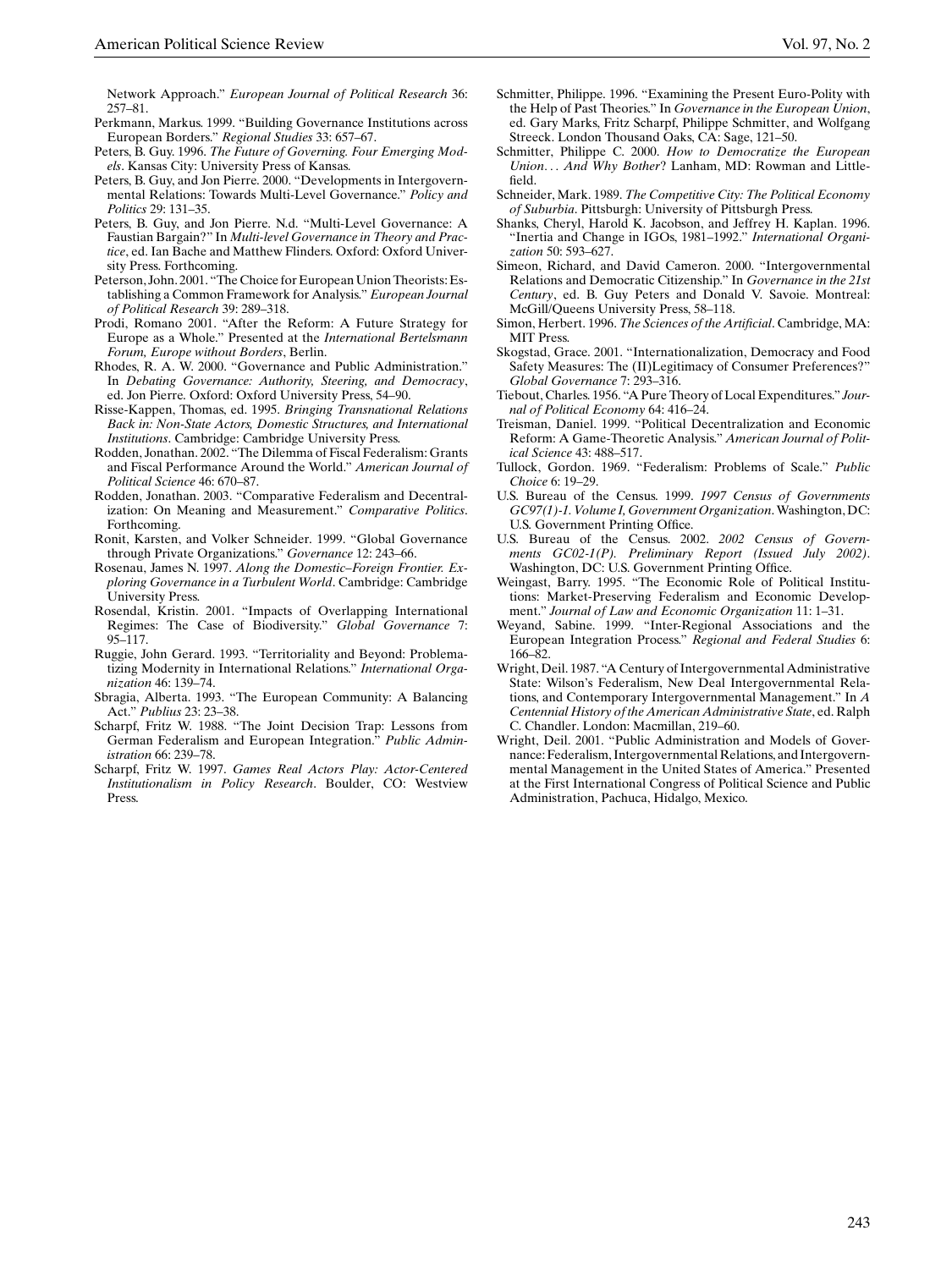Network Approach." *European Journal of Political Research* 36: 257–81.

Perkmann, Markus. 1999. "Building Governance Institutions across European Borders." *Regional Studies* 33: 657–67.

Peters, B. Guy. 1996. *The Future of Governing. Four Emerging Models*. Kansas City: University Press of Kansas.

Peters, B. Guy, and Jon Pierre. 2000. "Developments in Intergovernmental Relations: Towards Multi-Level Governance." *Policy and Politics* 29: 131–35.

Peters, B. Guy, and Jon Pierre. N.d. "Multi-Level Governance: A Faustian Bargain?" In *Multi-level Governance in Theory and Practice*, ed. Ian Bache and Matthew Flinders. Oxford: Oxford University Press. Forthcoming.

Peterson, John. 2001. "The Choice for European Union Theorists: Establishing a Common Framework for Analysis." *European Journal of Political Research* 39: 289–318.

Prodi, Romano 2001. "After the Reform: A Future Strategy for Europe as a Whole." Presented at the *International Bertelsmann Forum, Europe without Borders*, Berlin.

Rhodes, R. A. W. 2000. "Governance and Public Administration." In *Debating Governance: Authority, Steering, and Democracy*, ed. Jon Pierre. Oxford: Oxford University Press, 54–90.

Risse-Kappen, Thomas, ed. 1995. *Bringing Transnational Relations Back in: Non-State Actors, Domestic Structures, and International Institutions*. Cambridge: Cambridge University Press.

Rodden, Jonathan. 2002. "The Dilemma of Fiscal Federalism: Grants and Fiscal Performance Around the World." *American Journal of Political Science* 46: 670–87.

Rodden, Jonathan. 2003. "Comparative Federalism and Decentralization: On Meaning and Measurement." *Comparative Politics*. Forthcoming.

Ronit, Karsten, and Volker Schneider. 1999. "Global Governance through Private Organizations." *Governance* 12: 243–66.

Rosenau, James N. 1997. *Along the Domestic–Foreign Frontier. Exploring Governance in a Turbulent World*. Cambridge: Cambridge University Press.

Rosendal, Kristin. 2001. "Impacts of Overlapping International Regimes: The Case of Biodiversity." *Global Governance* 7: 95–117.

Ruggie, John Gerard. 1993. "Territoriality and Beyond: Problematizing Modernity in International Relations." *International Organization* 46: 139–74.

Sbragia, Alberta. 1993. "The European Community: A Balancing Act." *Publius* 23: 23–38.

Scharpf, Fritz W. 1988. "The Joint Decision Trap: Lessons from German Federalism and European Integration." *Public Administration* 66: 239–78.

Scharpf, Fritz W. 1997. *Games Real Actors Play: Actor-Centered Institutionalism in Policy Research*. Boulder, CO: Westview Press.

Schmitter, Philippe. 1996. "Examining the Present Euro-Polity with the Help of Past Theories." In *Governance in the European Union*, ed. Gary Marks, Fritz Scharpf, Philippe Schmitter, and Wolfgang Streeck. London Thousand Oaks, CA: Sage, 121–50.

Schmitter, Philippe C. 2000. *How to Democratize the European Union... And Why Bother*? Lanham, MD: Rowman and Littlefield.

Schneider, Mark. 1989. *The Competitive City: The Political Economy of Suburbia*. Pittsburgh: University of Pittsburgh Press.

Shanks, Cheryl, Harold K. Jacobson, and Jeffrey H. Kaplan. 1996. "Inertia and Change in IGOs, 1981–1992." *International Organization* 50: 593–627.

Simeon, Richard, and David Cameron. 2000. "Intergovernmental Relations and Democratic Citizenship." In *Governance in the 21st Century*, ed. B. Guy Peters and Donald V. Savoie. Montreal: McGill/Queens University Press, 58–118.

Simon, Herbert. 1996. *The Sciences of the Artificial*. Cambridge, MA: MIT Press.

Skogstad, Grace. 2001. "Internationalization, Democracy and Food Safety Measures: The (Il)Legitimacy of Consumer Preferences?" *Global Governance* 7: 293–316.

Tiebout, Charles. 1956. "A Pure Theory of Local Expenditures." *Journal of Political Economy* 64: 416–24.

Treisman, Daniel. 1999. "Political Decentralization and Economic Reform: A Game-Theoretic Analysis." *American Journal of Political Science* 43: 488–517.

Tullock, Gordon. 1969. "Federalism: Problems of Scale." *Public Choice* 6: 19–29.

U.S. Bureau of the Census. 1999. *1997 Census of Governments GC97(1)-1. Volume I, Government Organization*. Washington, DC: U.S. Government Printing Office.

U.S. Bureau of the Census. 2002. *2002 Census of Governments GC02-1(P). Preliminary Report (Issued July 2002)*. Washington, DC: U.S. Government Printing Office.

Weingast, Barry. 1995. "The Economic Role of Political Institutions: Market-Preserving Federalism and Economic Development." *Journal of Law and Economic Organization* 11: 1–31.

Weyand, Sabine. 1999. "Inter-Regional Associations and the European Integration Process." *Regional and Federal Studies* 6: 166–82.

Wright, Deil. 1987. "A Century of Intergovernmental Administrative State: Wilson's Federalism, New Deal Intergovernmental Relations, and Contemporary Intergovernmental Management." In *A Centennial History of the American Administrative State*, ed. Ralph C. Chandler. London: Macmillan, 219–60.

Wright, Deil. 2001. "Public Administration and Models of Governance: Federalism, Intergovernmental Relations, and Intergovernmental Management in the United States of America." Presented at the First International Congress of Political Science and Public Administration, Pachuca, Hidalgo, Mexico.